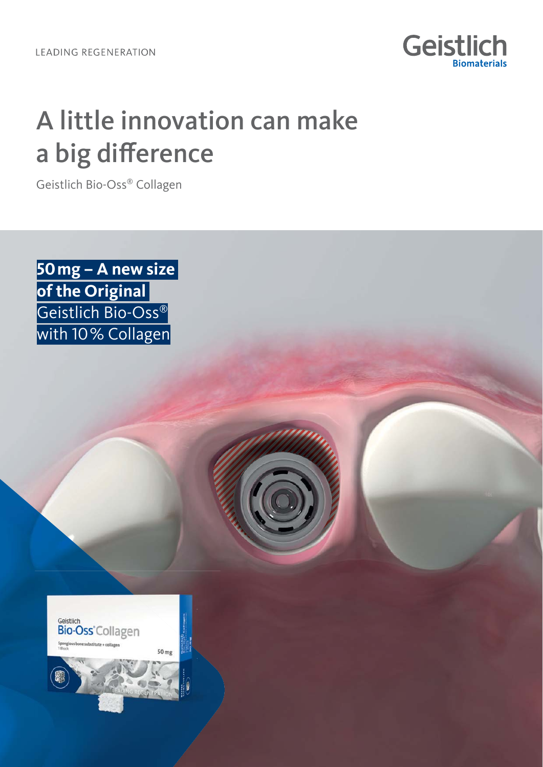LEADING REGENERATION

Geistlich Biomaterials

# A little innovation can make a big difference

Geistlich Bio-Oss® Collagen

**50 mg – A new size of the Original**
Geistlich Bio-Oss®
with 10 % Collagen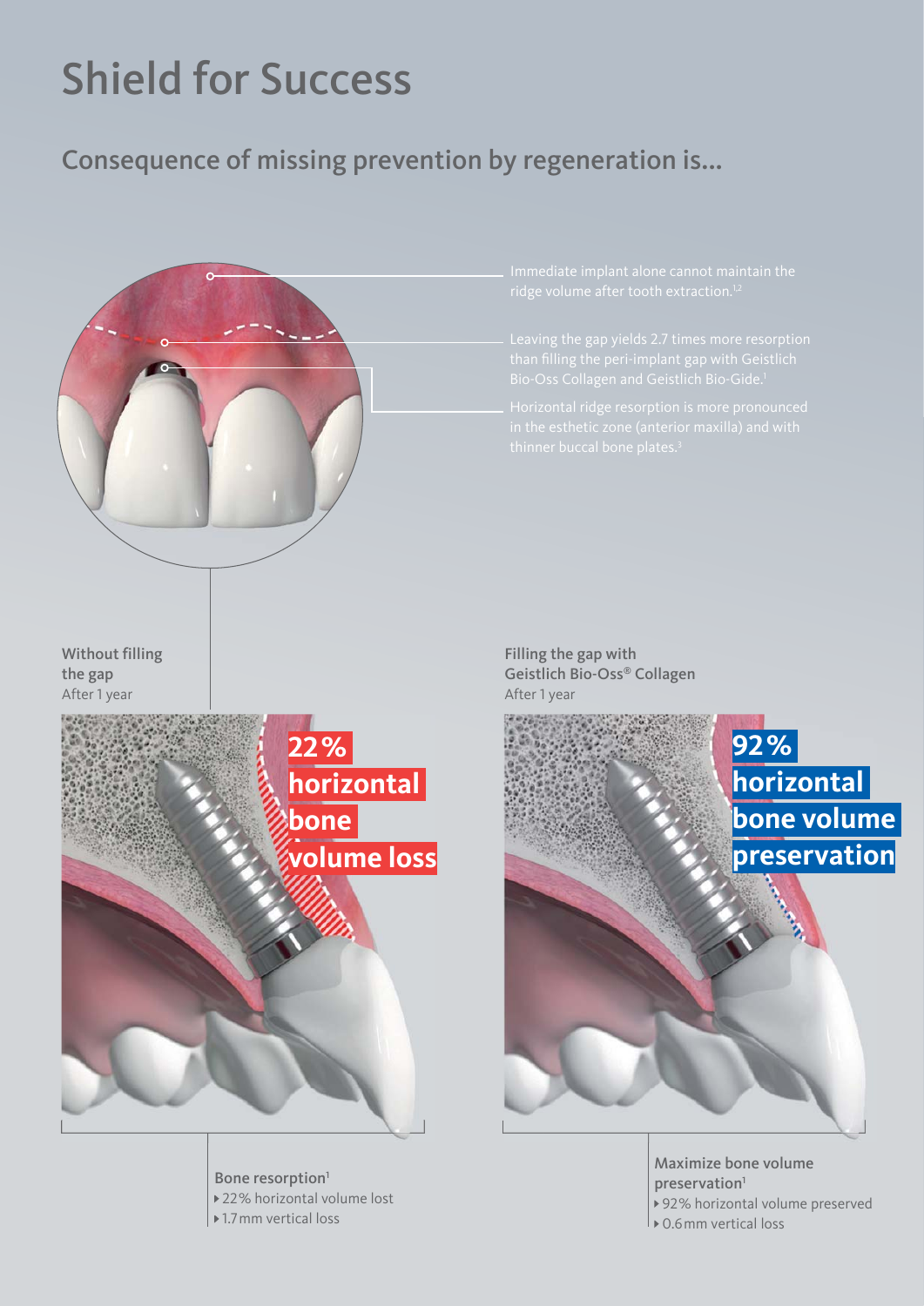# Shield for Success

## Consequence of missing prevention by regeneration is...

Immediate implant alone cannot maintain the ridge volume after tooth extraction.[1,2]

Leaving the gap yields 2.7 times more resorption than filling the peri-implant gap with Geistlich Bio-Oss Collagen and Geistlich Bio-Gide.[1]

Horizontal ridge resorption is more pronounced in the esthetic zone (anterior maxilla) and with thinner buccal bone plates.[3]

**Without filling the gap**
After 1 year

**22% horizontal bone volume loss**

**Bone resorption**[1]

- 22% horizontal volume lost
- 1.7 mm vertical loss

**Filling the gap with Geistlich Bio-Oss® Collagen**
After 1 year

**92% horizontal bone volume preservation**

**Maximize bone volume preservation**[1]

- 92% horizontal volume preserved
- 0.6 mm vertical loss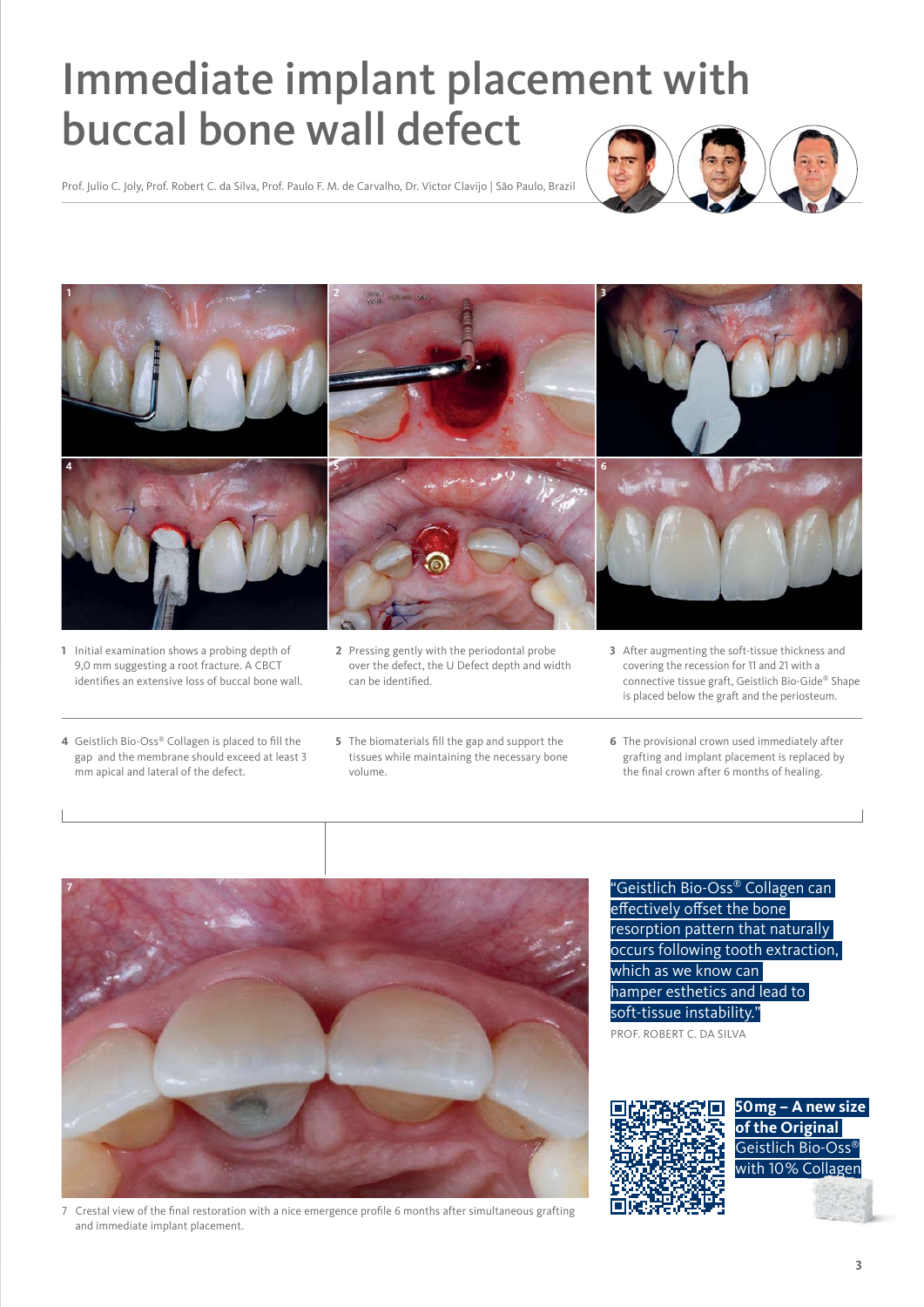# Immediate implant placement with buccal bone wall defect

Prof. Julio C. Joly, Prof. Robert C. da Silva, Prof. Paulo F. M. de Carvalho, Dr. Victor Clavijo | São Paulo, Brazil

1 Initial examination shows a probing depth of 9,0 mm suggesting a root fracture. A CBCT identifies an extensive loss of buccal bone wall.

2 Pressing gently with the periodontal probe over the defect, the U Defect depth and width can be identified.

3 After augmenting the soft-tissue thickness and covering the recession for 11 and 21 with a connective tissue graft, Geistlich Bio-Gide® Shape is placed below the graft and the periosteum.

4 Geistlich Bio-Oss® Collagen is placed to fill the gap and the membrane should exceed at least 3 mm apical and lateral of the defect.

5 The biomaterials fill the gap and support the tissues while maintaining the necessary bone volume.

6 The provisional crown used immediately after grafting and implant placement is replaced by the final crown after 6 months of healing.

7 Crestal view of the final restoration with a nice emergence profile 6 months after simultaneous grafting and immediate implant placement.

"Geistlich Bio-Oss® Collagen can effectively offset the bone resorption pattern that naturally occurs following tooth extraction, which as we know can hamper esthetics and lead to soft-tissue instability."

PROF. ROBERT C. DA SILVA

**50 mg – A new size of the Original** Geistlich Bio-Oss® with 10% Collagen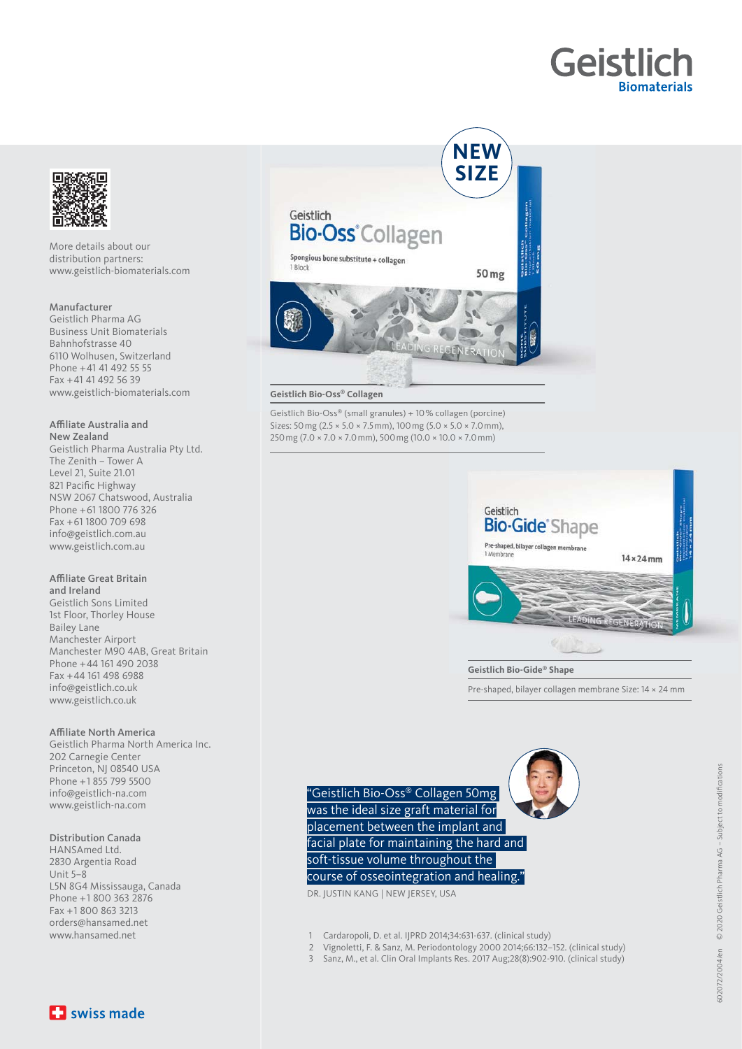Geistlich
Biomaterials

More details about our distribution partners:
www.geistlich-biomaterials.com

**Manufacturer**
Geistlich Pharma AG
Business Unit Biomaterials
Bahnhofstrasse 40
6110 Wolhusen, Switzerland
Phone +41 41 492 55 55
Fax +41 41 492 56 39
www.geistlich-biomaterials.com

**Affiliate Australia and New Zealand**
Geistlich Pharma Australia Pty Ltd.
The Zenith – Tower A
Level 21, Suite 21.01
821 Pacific Highway
NSW 2067 Chatswood, Australia
Phone +61 1800 776 326
Fax +61 1800 709 698
info@geistlich.com.au
www.geistlich.com.au

**Affiliate Great Britain and Ireland**
Geistlich Sons Limited
1st Floor, Thorley House
Bailey Lane
Manchester Airport
Manchester M90 4AB, Great Britain
Phone +44 161 490 2038
Fax +44 161 498 6988
info@geistlich.co.uk
www.geistlich.co.uk

**Affiliate North America**
Geistlich Pharma North America Inc.
202 Carnegie Center
Princeton, NJ 08540 USA
Phone +1 855 799 5500
info@geistlich-na.com
www.geistlich-na.com

**Distribution Canada**
HANSAmed Ltd.
2830 Argentia Road
Unit 5–8
L5N 8G4 Mississauga, Canada
Phone +1 800 363 2876
Fax +1 800 863 3213
orders@hansamed.net
www.hansamed.net

swiss made

NEW SIZE

Geistlich Bio-Oss® Collagen
Spongious bone substitute + collagen
1 Block
50 mg

**Geistlich Bio-Oss® Collagen**

Geistlich Bio-Oss® (small granules) + 10% collagen (porcine)
Sizes: 50 mg (2.5 × 5.0 × 7.5 mm), 100 mg (5.0 × 5.0 × 7.0 mm), 250 mg (7.0 × 7.0 × 7.0 mm), 500 mg (10.0 × 10.0 × 7.0 mm)

Geistlich Bio-Gide® Shape
Pre-shaped, bilayer collagen membrane
1 Membrane
14 × 24 mm

**Geistlich Bio-Gide® Shape**

Pre-shaped, bilayer collagen membrane Size: 14 × 24 mm

"Geistlich Bio-Oss® Collagen 50mg was the ideal size graft material for placement between the implant and facial plate for maintaining the hard and soft-tissue volume throughout the course of osseointegration and healing."

DR. JUSTIN KANG | NEW JERSEY, USA

1. Cardaropoli, D. et al. IJPRD 2014;34:631-637. (clinical study)
2. Vignoletti, F. & Sanz, M. Periodontology 2000 2014;66:132–152. (clinical study)
3. Sanz, M., et al. Clin Oral Implants Res. 2017 Aug;28(8):902-910. (clinical study)

602072/2004/en © 2020 Geistlich Pharma AG – Subject to modifications